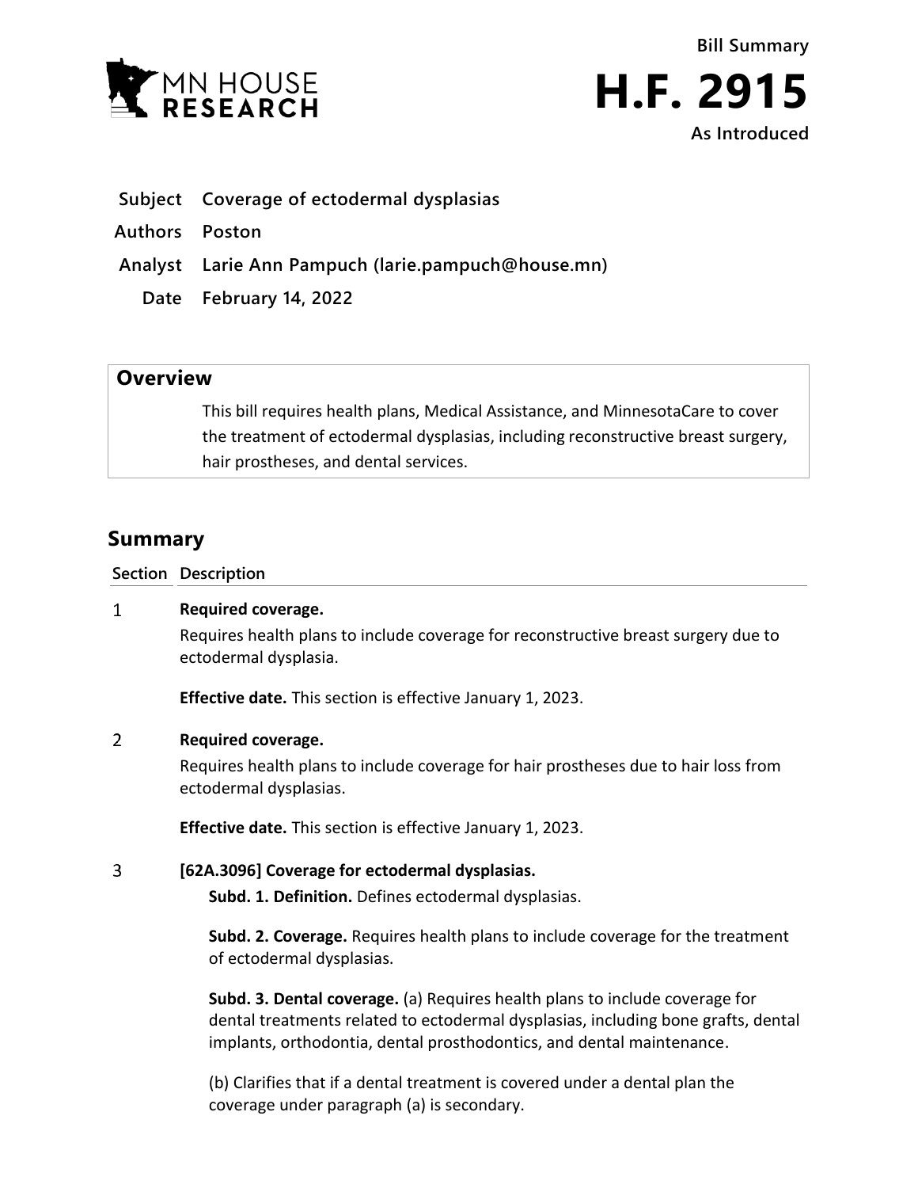MN HOUSE RESEARCH

**Bill Summary**

# H.F. 2915

**As Introduced**

| | |
|---|---|
| **Subject** | **Coverage of ectodermal dysplasias** |
| **Authors** | **Poston** |
| **Analyst** | **Larie Ann Pampuch (larie.pampuch@house.mn)** |
| **Date** | **February 14, 2022** |

## Overview

This bill requires health plans, Medical Assistance, and MinnesotaCare to cover the treatment of ectodermal dysplasias, including reconstructive breast surgery, hair prostheses, and dental services.

## Summary

| Section | Description |
|---|---|
| 1 | **Required coverage.**<br>Requires health plans to include coverage for reconstructive breast surgery due to ectodermal dysplasia.<br><br>**Effective date.** This section is effective January 1, 2023. |
| 2 | **Required coverage.**<br>Requires health plans to include coverage for hair prostheses due to hair loss from ectodermal dysplasias.<br><br>**Effective date.** This section is effective January 1, 2023. |
| 3 | **[62A.3096] Coverage for ectodermal dysplasias.**<br>**Subd. 1. Definition.** Defines ectodermal dysplasias.<br><br>**Subd. 2. Coverage.** Requires health plans to include coverage for the treatment of ectodermal dysplasias.<br><br>**Subd. 3. Dental coverage.** (a) Requires health plans to include coverage for dental treatments related to ectodermal dysplasias, including bone grafts, dental implants, orthodontia, dental prosthodontics, and dental maintenance.<br><br>(b) Clarifies that if a dental treatment is covered under a dental plan the coverage under paragraph (a) is secondary. |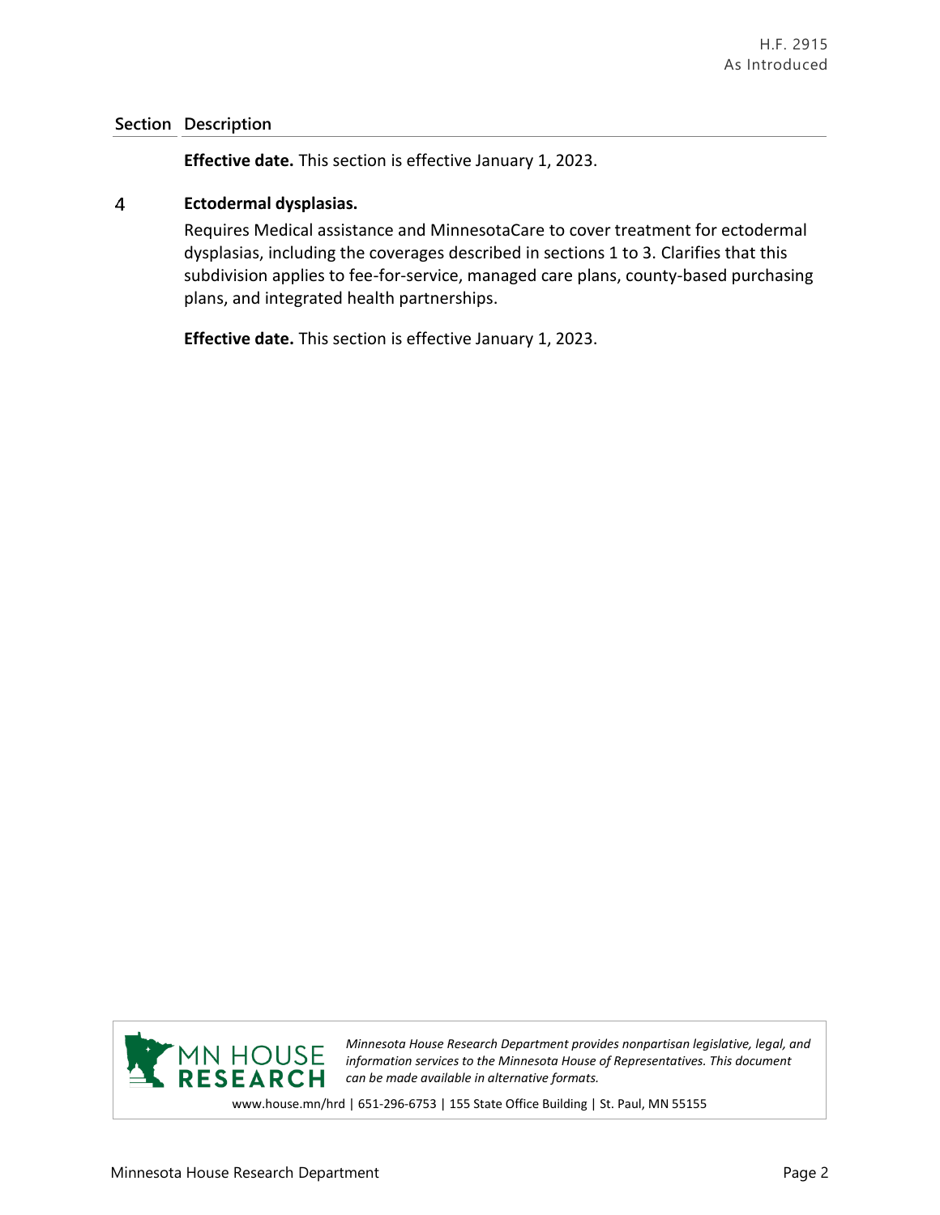| Section | Description |
|---|---|
| | **Effective date.** This section is effective January 1, 2023. |
| 4 | **Ectodermal dysplasias.** |
| | Requires Medical assistance and MinnesotaCare to cover treatment for ectodermal dysplasias, including the coverages described in sections 1 to 3. Clarifies that this subdivision applies to fee-for-service, managed care plans, county-based purchasing plans, and integrated health partnerships. |
| | **Effective date.** This section is effective January 1, 2023. |

MN HOUSE RESEARCH

*Minnesota House Research Department provides nonpartisan legislative, legal, and information services to the Minnesota House of Representatives. This document can be made available in alternative formats.*

www.house.mn/hrd | 651-296-6753 | 155 State Office Building | St. Paul, MN 55155